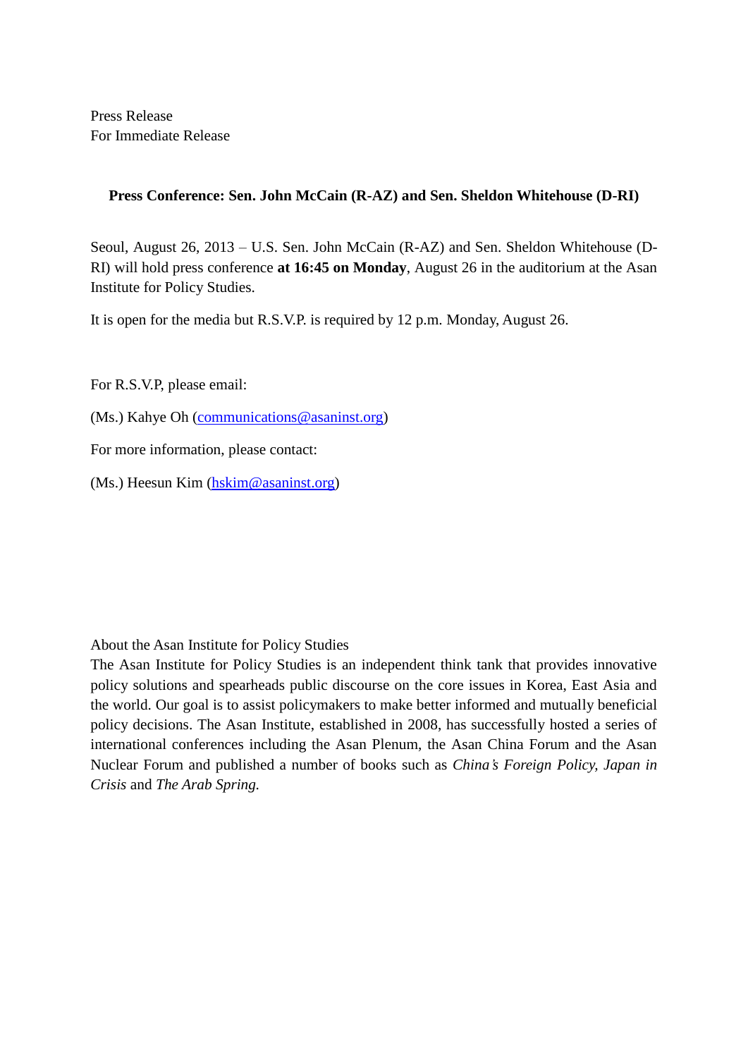Press Release
For Immediate Release

**Press Conference: Sen. John McCain (R-AZ) and Sen. Sheldon Whitehouse (D-RI)**

Seoul, August 26, 2013 – U.S. Sen. John McCain (R-AZ) and Sen. Sheldon Whitehouse (D-RI) will hold press conference **at 16:45 on Monday**, August 26 in the auditorium at the Asan Institute for Policy Studies.

It is open for the media but R.S.V.P. is required by 12 p.m. Monday, August 26.

For R.S.V.P, please email:

(Ms.) Kahye Oh (communications@asaninst.org)

For more information, please contact:

(Ms.) Heesun Kim (hskim@asaninst.org)

About the Asan Institute for Policy Studies

The Asan Institute for Policy Studies is an independent think tank that provides innovative policy solutions and spearheads public discourse on the core issues in Korea, East Asia and the world. Our goal is to assist policymakers to make better informed and mutually beneficial policy decisions. The Asan Institute, established in 2008, has successfully hosted a series of international conferences including the Asan Plenum, the Asan China Forum and the Asan Nuclear Forum and published a number of books such as *China's Foreign Policy, Japan in Crisis* and *The Arab Spring.*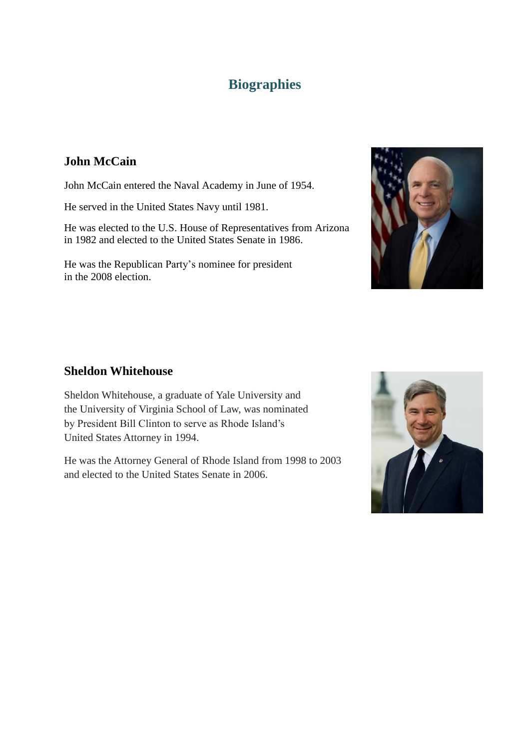# Biographies

## John McCain

John McCain entered the Naval Academy in June of 1954.

He served in the United States Navy until 1981.

He was elected to the U.S. House of Representatives from Arizona in 1982 and elected to the United States Senate in 1986.

He was the Republican Party's nominee for president in the 2008 election.

## Sheldon Whitehouse

Sheldon Whitehouse, a graduate of Yale University and the University of Virginia School of Law, was nominated by President Bill Clinton to serve as Rhode Island's United States Attorney in 1994.

He was the Attorney General of Rhode Island from 1998 to 2003 and elected to the United States Senate in 2006.